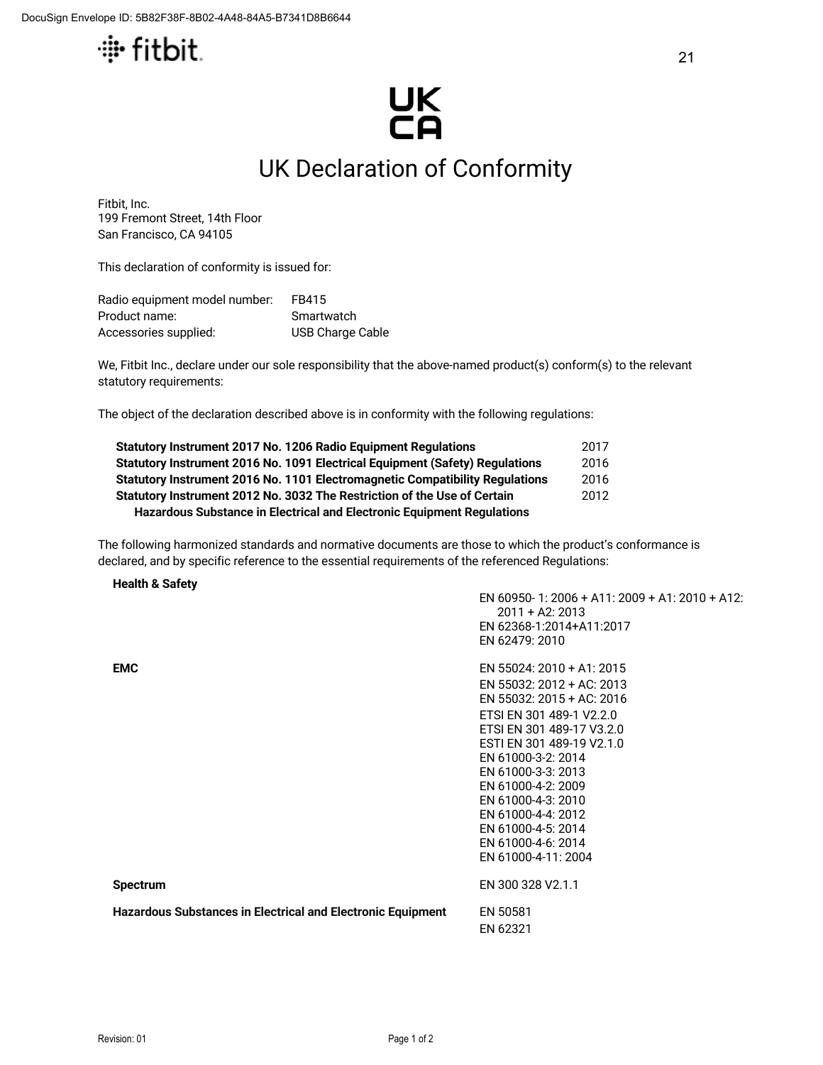UK
CA

# UK Declaration of Conformity

Fitbit, Inc.
199 Fremont Street, 14th Floor
San Francisco, CA 94105

This declaration of conformity is issued for:

| | |
|---|---|
| Radio equipment model number: | FB415 |
| Product name: | Smartwatch |
| Accessories supplied: | USB Charge Cable |

We, Fitbit Inc., declare under our sole responsibility that the above-named product(s) conform(s) to the relevant statutory requirements:

The object of the declaration described above is in conformity with the following regulations:

| | |
|---|---|
| **Statutory Instrument 2017 No. 1206 Radio Equipment Regulations** | 2017 |
| **Statutory Instrument 2016 No. 1091 Electrical Equipment (Safety) Regulations** | 2016 |
| **Statutory Instrument 2016 No. 1101 Electromagnetic Compatibility Regulations** | 2016 |
| **Statutory Instrument 2012 No. 3032 The Restriction of the Use of Certain Hazardous Substance in Electrical and Electronic Equipment Regulations** | 2012 |

The following harmonized standards and normative documents are those to which the product's conformance is declared, and by specific reference to the essential requirements of the referenced Regulations:

| | |
|---|---|
| **Health & Safety** | EN 60950- 1: 2006 + A11: 2009 + A1: 2010 + A12: 2011 + A2: 2013<br>EN 62368-1:2014+A11:2017<br>EN 62479: 2010 |
| **EMC** | EN 55024: 2010 + A1: 2015<br>EN 55032: 2012 + AC: 2013<br>EN 55032: 2015 + AC: 2016<br>ETSI EN 301 489-1 V2.2.0<br>ETSI EN 301 489-17 V3.2.0<br>ESTI EN 301 489-19 V2.1.0<br>EN 61000-3-2: 2014<br>EN 61000-3-3: 2013<br>EN 61000-4-2: 2009<br>EN 61000-4-3: 2010<br>EN 61000-4-4: 2012<br>EN 61000-4-5: 2014<br>EN 61000-4-6: 2014<br>EN 61000-4-11: 2004 |
| **Spectrum** | EN 300 328 V2.1.1 |
| **Hazardous Substances in Electrical and Electronic Equipment** | EN 50581<br>EN 62321 |

Revision: 01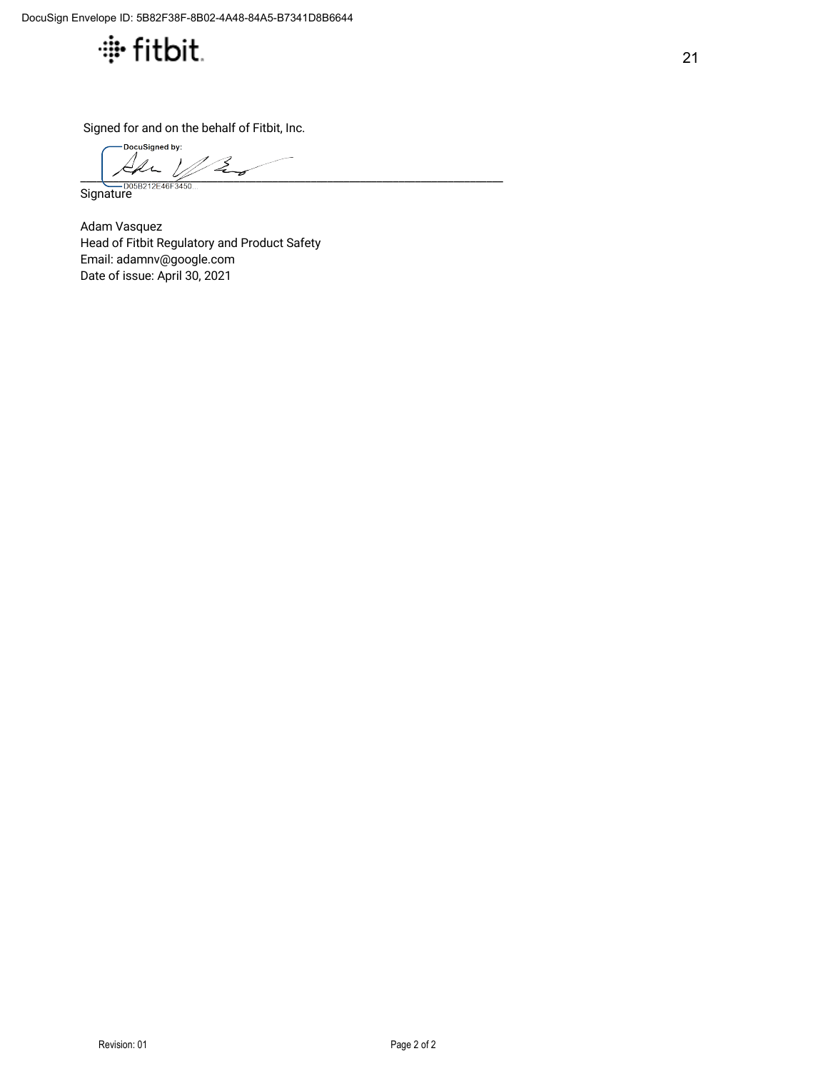Signed for and on the behalf of Fitbit, Inc.

DocuSigned by:

D05B212E46F3450...

Signature

Adam Vasquez
Head of Fitbit Regulatory and Product Safety
Email: adamnv@google.com
Date of issue: April 30, 2021

Revision: 01